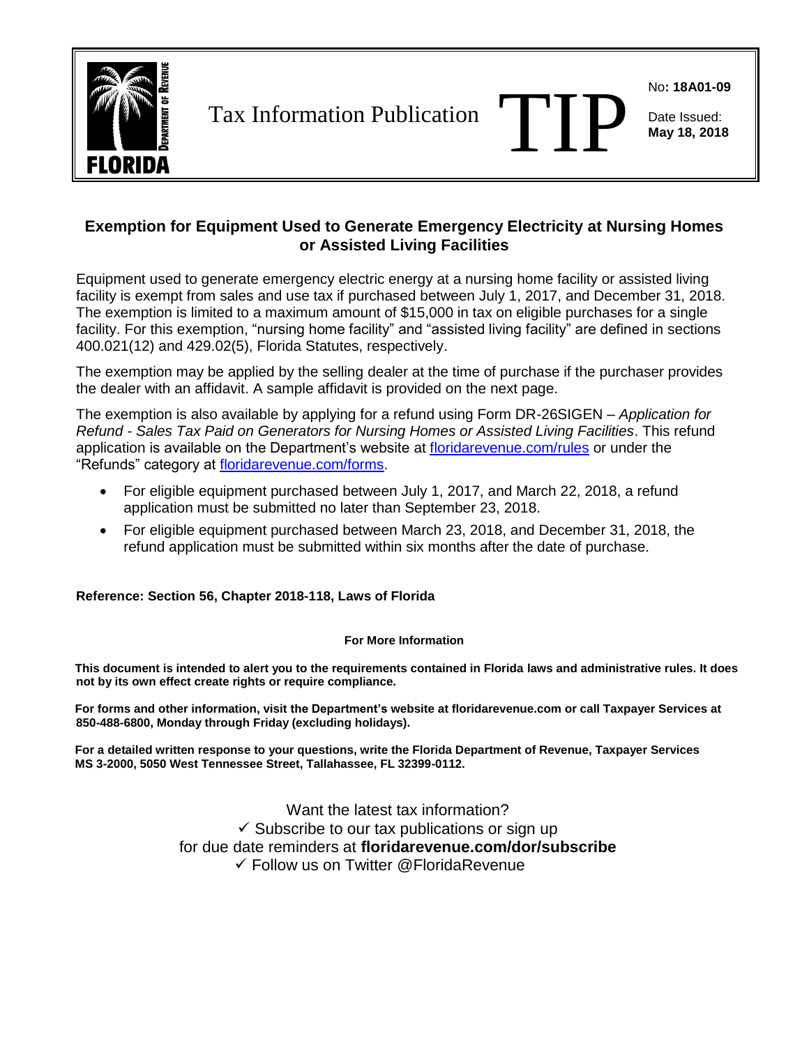Tax Information Publication **TIP**

No: **18A01-09**

Date Issued: **May 18, 2018**

## Exemption for Equipment Used to Generate Emergency Electricity at Nursing Homes or Assisted Living Facilities

Equipment used to generate emergency electric energy at a nursing home facility or assisted living facility is exempt from sales and use tax if purchased between July 1, 2017, and December 31, 2018. The exemption is limited to a maximum amount of $15,000 in tax on eligible purchases for a single facility. For this exemption, "nursing home facility" and "assisted living facility" are defined in sections 400.021(12) and 429.02(5), Florida Statutes, respectively.

The exemption may be applied by the selling dealer at the time of purchase if the purchaser provides the dealer with an affidavit. A sample affidavit is provided on the next page.

The exemption is also available by applying for a refund using Form DR-26SIGEN – *Application for Refund - Sales Tax Paid on Generators for Nursing Homes or Assisted Living Facilities*. This refund application is available on the Department's website at floridarevenue.com/rules or under the "Refunds" category at floridarevenue.com/forms.

- For eligible equipment purchased between July 1, 2017, and March 22, 2018, a refund application must be submitted no later than September 23, 2018.
- For eligible equipment purchased between March 23, 2018, and December 31, 2018, the refund application must be submitted within six months after the date of purchase.

**Reference: Section 56, Chapter 2018-118, Laws of Florida**

**For More Information**

**This document is intended to alert you to the requirements contained in Florida laws and administrative rules. It does not by its own effect create rights or require compliance.**

**For forms and other information, visit the Department's website at floridarevenue.com or call Taxpayer Services at 850-488-6800, Monday through Friday (excluding holidays).**

**For a detailed written response to your questions, write the Florida Department of Revenue, Taxpayer Services MS 3-2000, 5050 West Tennessee Street, Tallahassee, FL 32399-0112.**

Want the latest tax information?

✓ Subscribe to our tax publications or sign up for due date reminders at **floridarevenue.com/dor/subscribe**

✓ Follow us on Twitter @FloridaRevenue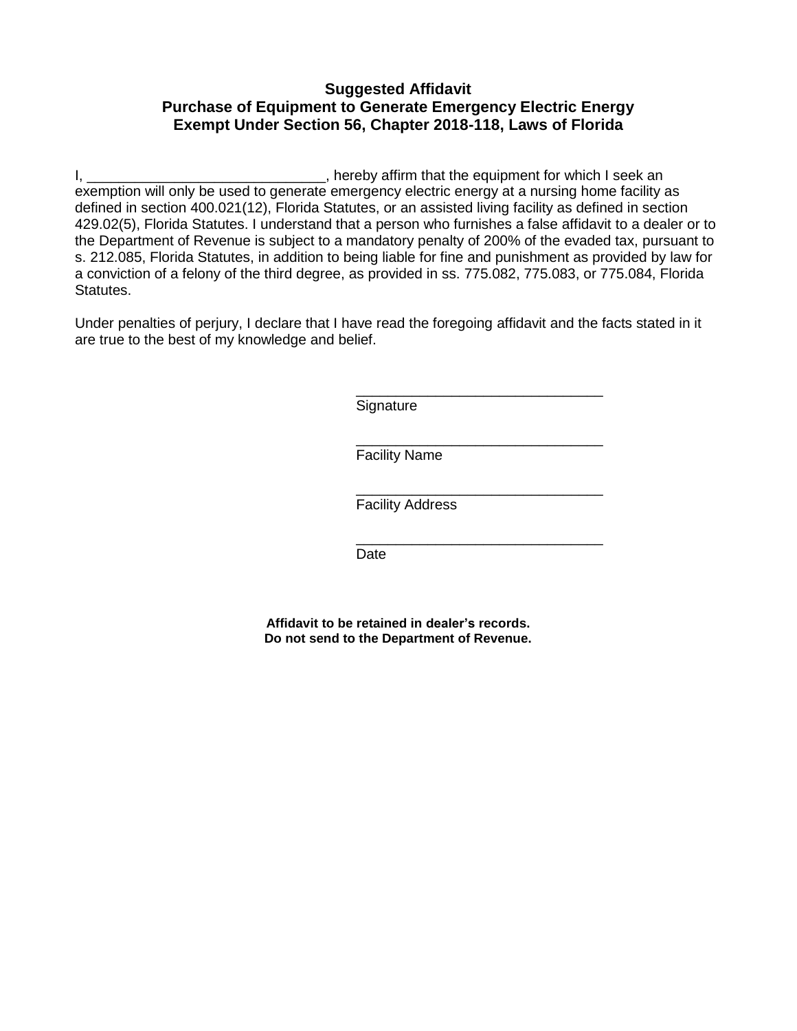# Suggested Affidavit
## Purchase of Equipment to Generate Emergency Electric Energy
## Exempt Under Section 56, Chapter 2018-118, Laws of Florida

I, ______________________________, hereby affirm that the equipment for which I seek an exemption will only be used to generate emergency electric energy at a nursing home facility as defined in section 400.021(12), Florida Statutes, or an assisted living facility as defined in section 429.02(5), Florida Statutes. I understand that a person who furnishes a false affidavit to a dealer or to the Department of Revenue is subject to a mandatory penalty of 200% of the evaded tax, pursuant to s. 212.085, Florida Statutes, in addition to being liable for fine and punishment as provided by law for a conviction of a felony of the third degree, as provided in ss. 775.082, 775.083, or 775.084, Florida Statutes.

Under penalties of perjury, I declare that I have read the foregoing affidavit and the facts stated in it are true to the best of my knowledge and belief.

_______________________________
Signature

_______________________________
Facility Name

_______________________________
Facility Address

_______________________________
Date

**Affidavit to be retained in dealer's records.**
**Do not send to the Department of Revenue.**